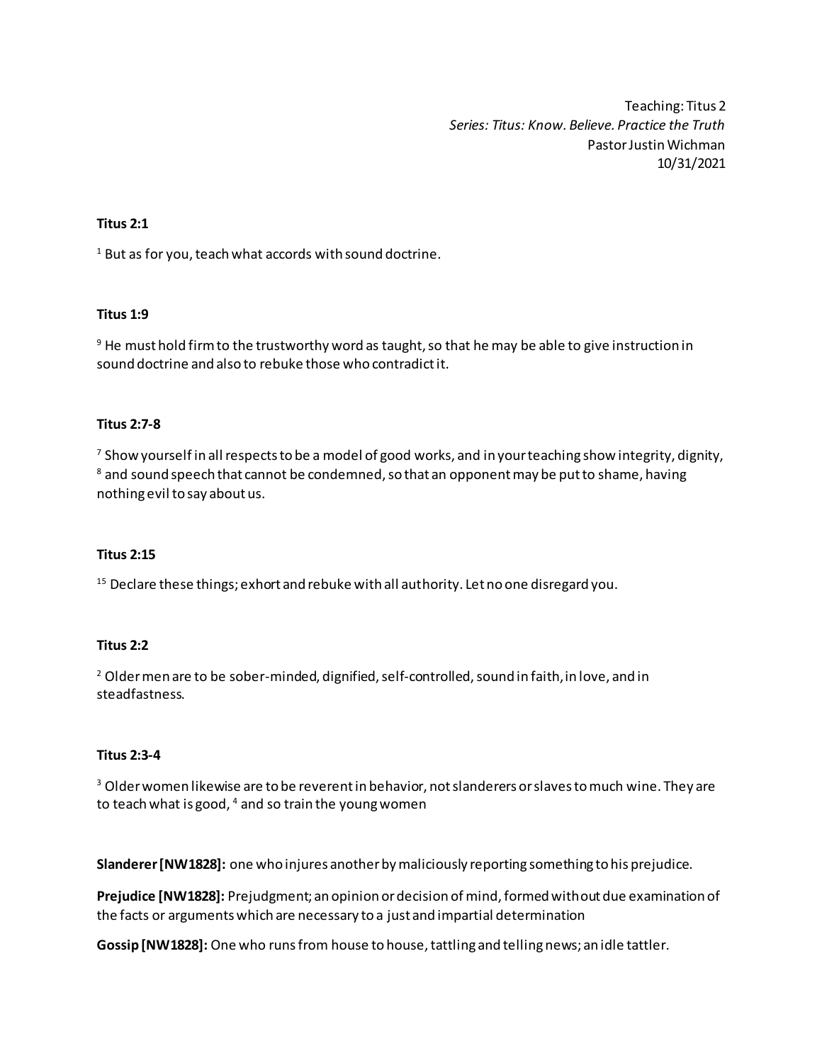Teaching: Titus 2
*Series: Titus: Know. Believe. Practice the Truth*
Pastor Justin Wichman
10/31/2021

**Titus 2:1**

[1] But as for you, teach what accords with sound doctrine.

**Titus 1:9**

[9] He must hold firm to the trustworthy word as taught, so that he may be able to give instruction in sound doctrine and also to rebuke those who contradict it.

**Titus 2:7-8**

[7] Show yourself in all respects to be a model of good works, and in your teaching show integrity, dignity, [8] and sound speech that cannot be condemned, so that an opponent may be put to shame, having nothing evil to say about us.

**Titus 2:15**

[15] Declare these things; exhort and rebuke with all authority. Let no one disregard you.

**Titus 2:2**

[2] Older men are to be sober-minded, dignified, self-controlled, sound in faith, in love, and in steadfastness.

**Titus 2:3-4**

[3] Older women likewise are to be reverent in behavior, not slanderers or slaves to much wine. They are to teach what is good, [4] and so train the young women

**Slanderer [NW1828]:** one who injures another by maliciously reporting something to his prejudice.

**Prejudice [NW1828]:** Prejudgment; an opinion or decision of mind, formed without due examination of the facts or arguments which are necessary to a just and impartial determination

**Gossip [NW1828]:** One who runs from house to house, tattling and telling news; an idle tattler.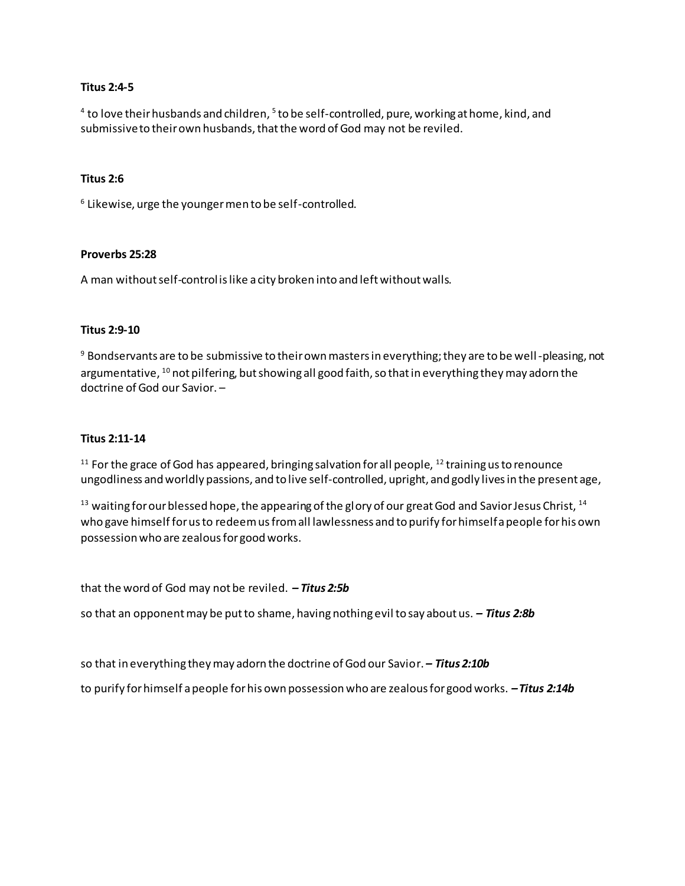**Titus 2:4-5**

[4] to love their husbands and children, [5] to be self-controlled, pure, working at home, kind, and submissive to their own husbands, that the word of God may not be reviled.

**Titus 2:6**

[6] Likewise, urge the younger men to be self-controlled.

**Proverbs 25:28**

A man without self-control is like a city broken into and left without walls.

**Titus 2:9-10**

[9] Bondservants are to be submissive to their own masters in everything; they are to be well-pleasing, not argumentative, [10] not pilfering, but showing all good faith, so that in everything they may adorn the doctrine of God our Savior. –

**Titus 2:11-14**

[11] For the grace of God has appeared, bringing salvation for all people, [12] training us to renounce ungodliness and worldly passions, and to live self-controlled, upright, and godly lives in the present age,

[13] waiting for our blessed hope, the appearing of the glory of our great God and Savior Jesus Christ, [14] who gave himself for us to redeem us from all lawlessness and to purify for himself a people for his own possession who are zealous for good works.

that the word of God may not be reviled. ***– Titus 2:5b***

so that an opponent may be put to shame, having nothing evil to say about us. ***– Titus 2:8b***

so that in everything they may adorn the doctrine of God our Savior. ***– Titus 2:10b***

to purify for himself a people for his own possession who are zealous for good works. ***– Titus 2:14b***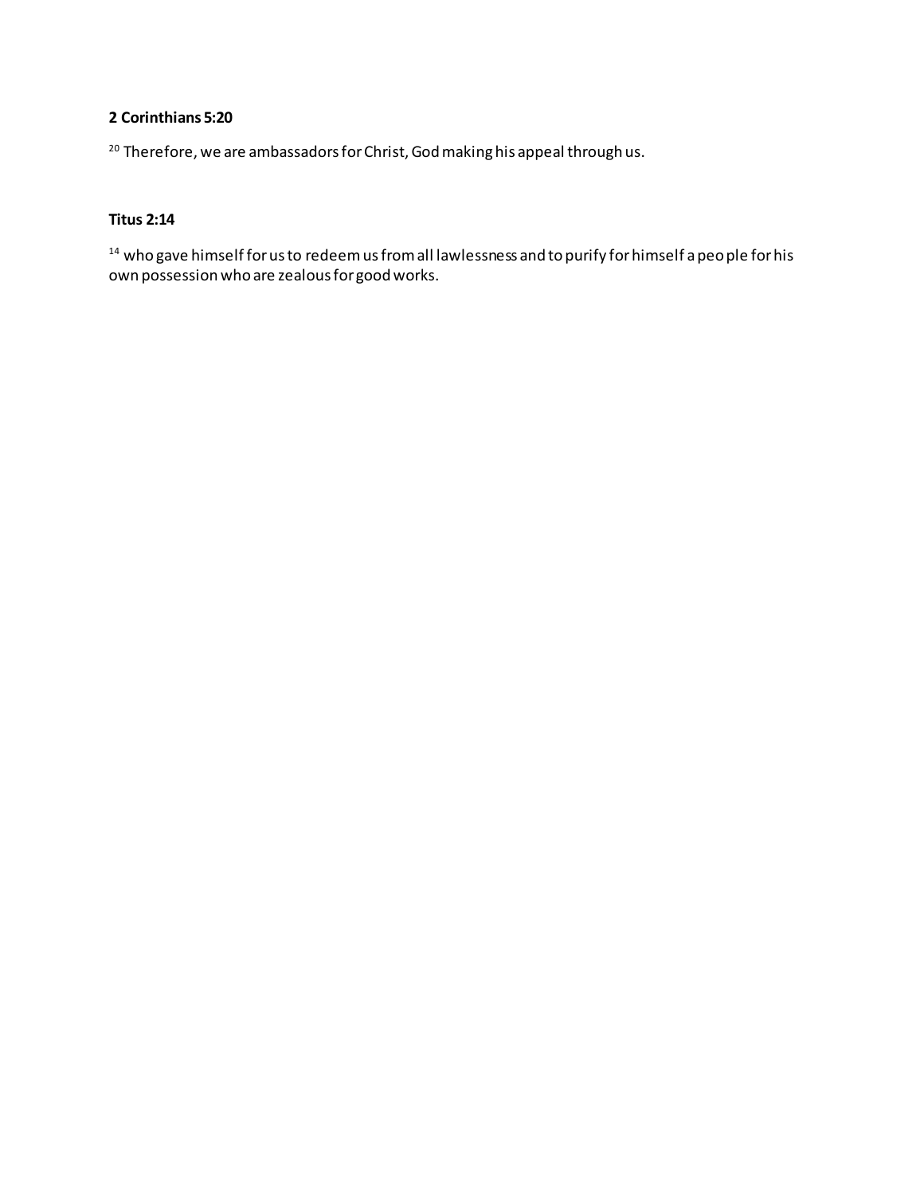**2 Corinthians 5:20**

[20] Therefore, we are ambassadors for Christ, God making his appeal through us.

**Titus 2:14**

[14] who gave himself for us to redeem us from all lawlessness and to purify for himself a people for his own possession who are zealous for good works.